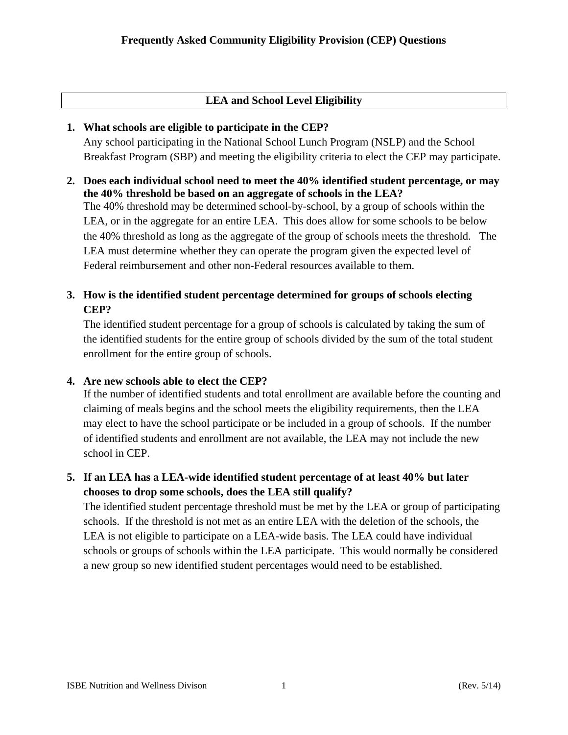# Frequently Asked Community Eligibility Provision (CEP) Questions

## LEA and School Level Eligibility

1. **What schools are eligible to participate in the CEP?**
   Any school participating in the National School Lunch Program (NSLP) and the School Breakfast Program (SBP) and meeting the eligibility criteria to elect the CEP may participate.

2. **Does each individual school need to meet the 40% identified student percentage, or may the 40% threshold be based on an aggregate of schools in the LEA?**
   The 40% threshold may be determined school-by-school, by a group of schools within the LEA, or in the aggregate for an entire LEA. This does allow for some schools to be below the 40% threshold as long as the aggregate of the group of schools meets the threshold. The LEA must determine whether they can operate the program given the expected level of Federal reimbursement and other non-Federal resources available to them.

3. **How is the identified student percentage determined for groups of schools electing CEP?**
   The identified student percentage for a group of schools is calculated by taking the sum of the identified students for the entire group of schools divided by the sum of the total student enrollment for the entire group of schools.

4. **Are new schools able to elect the CEP?**
   If the number of identified students and total enrollment are available before the counting and claiming of meals begins and the school meets the eligibility requirements, then the LEA may elect to have the school participate or be included in a group of schools. If the number of identified students and enrollment are not available, the LEA may not include the new school in CEP.

5. **If an LEA has a LEA-wide identified student percentage of at least 40% but later chooses to drop some schools, does the LEA still qualify?**
   The identified student percentage threshold must be met by the LEA or group of participating schools. If the threshold is not met as an entire LEA with the deletion of the schools, the LEA is not eligible to participate on a LEA-wide basis. The LEA could have individual schools or groups of schools within the LEA participate. This would normally be considered a new group so new identified student percentages would need to be established.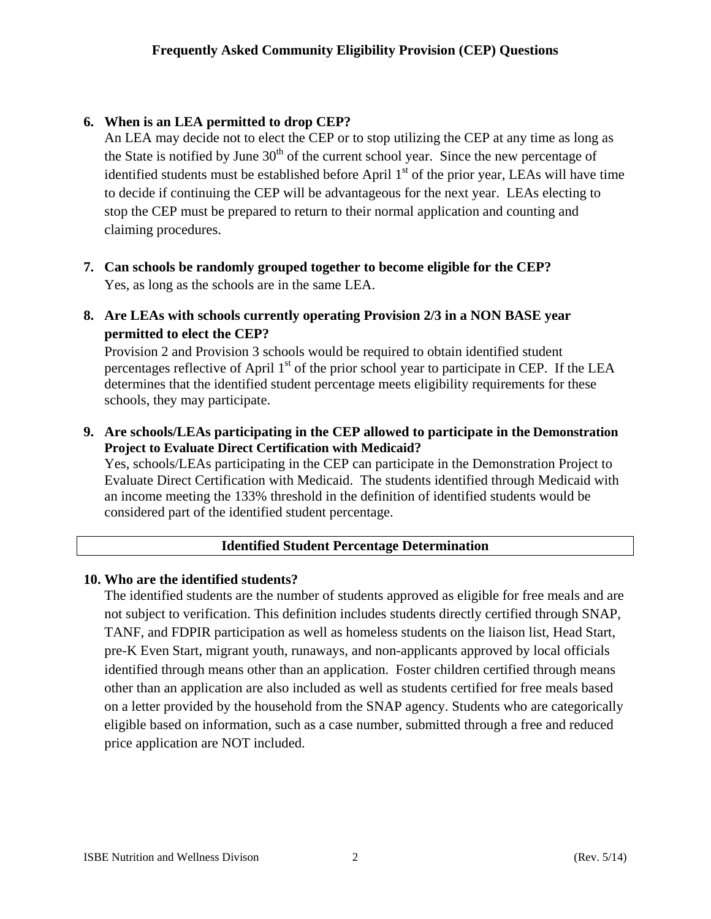6. **When is an LEA permitted to drop CEP?**
   An LEA may decide not to elect the CEP or to stop utilizing the CEP at any time as long as the State is notified by June 30th of the current school year. Since the new percentage of identified students must be established before April 1st of the prior year, LEAs will have time to decide if continuing the CEP will be advantageous for the next year. LEAs electing to stop the CEP must be prepared to return to their normal application and counting and claiming procedures.

7. **Can schools be randomly grouped together to become eligible for the CEP?**
   Yes, as long as the schools are in the same LEA.

8. **Are LEAs with schools currently operating Provision 2/3 in a NON BASE year permitted to elect the CEP?**
   Provision 2 and Provision 3 schools would be required to obtain identified student percentages reflective of April 1st of the prior school year to participate in CEP. If the LEA determines that the identified student percentage meets eligibility requirements for these schools, they may participate.

9. **Are schools/LEAs participating in the CEP allowed to participate in the Demonstration Project to Evaluate Direct Certification with Medicaid?**
   Yes, schools/LEAs participating in the CEP can participate in the Demonstration Project to Evaluate Direct Certification with Medicaid. The students identified through Medicaid with an income meeting the 133% threshold in the definition of identified students would be considered part of the identified student percentage.

## Identified Student Percentage Determination

10. **Who are the identified students?**
    The identified students are the number of students approved as eligible for free meals and are not subject to verification. This definition includes students directly certified through SNAP, TANF, and FDPIR participation as well as homeless students on the liaison list, Head Start, pre-K Even Start, migrant youth, runaways, and non-applicants approved by local officials identified through means other than an application. Foster children certified through means other than an application are also included as well as students certified for free meals based on a letter provided by the household from the SNAP agency. Students who are categorically eligible based on information, such as a case number, submitted through a free and reduced price application are NOT included.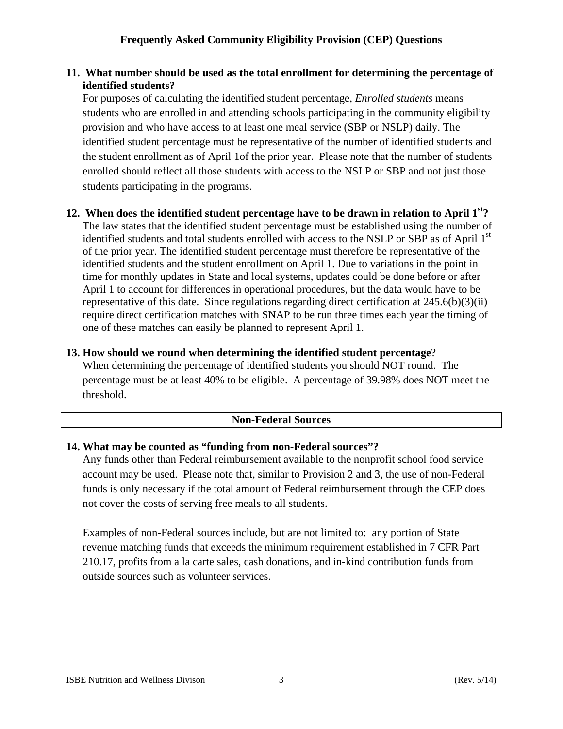## Frequently Asked Community Eligibility Provision (CEP) Questions

**11. What number should be used as the total enrollment for determining the percentage of identified students?**

For purposes of calculating the identified student percentage, *Enrolled students* means students who are enrolled in and attending schools participating in the community eligibility provision and who have access to at least one meal service (SBP or NSLP) daily. The identified student percentage must be representative of the number of identified students and the student enrollment as of April 1of the prior year. Please note that the number of students enrolled should reflect all those students with access to the NSLP or SBP and not just those students participating in the programs.

**12. When does the identified student percentage have to be drawn in relation to April 1st?**

The law states that the identified student percentage must be established using the number of identified students and total students enrolled with access to the NSLP or SBP as of April 1st of the prior year. The identified student percentage must therefore be representative of the identified students and the student enrollment on April 1. Due to variations in the point in time for monthly updates in State and local systems, updates could be done before or after April 1 to account for differences in operational procedures, but the data would have to be representative of this date. Since regulations regarding direct certification at 245.6(b)(3)(ii) require direct certification matches with SNAP to be run three times each year the timing of one of these matches can easily be planned to represent April 1.

**13. How should we round when determining the identified student percentage?**

When determining the percentage of identified students you should NOT round. The percentage must be at least 40% to be eligible. A percentage of 39.98% does NOT meet the threshold.

### Non-Federal Sources

**14. What may be counted as "funding from non-Federal sources"?**

Any funds other than Federal reimbursement available to the nonprofit school food service account may be used. Please note that, similar to Provision 2 and 3, the use of non-Federal funds is only necessary if the total amount of Federal reimbursement through the CEP does not cover the costs of serving free meals to all students.

Examples of non-Federal sources include, but are not limited to: any portion of State revenue matching funds that exceeds the minimum requirement established in 7 CFR Part 210.17, profits from a la carte sales, cash donations, and in-kind contribution funds from outside sources such as volunteer services.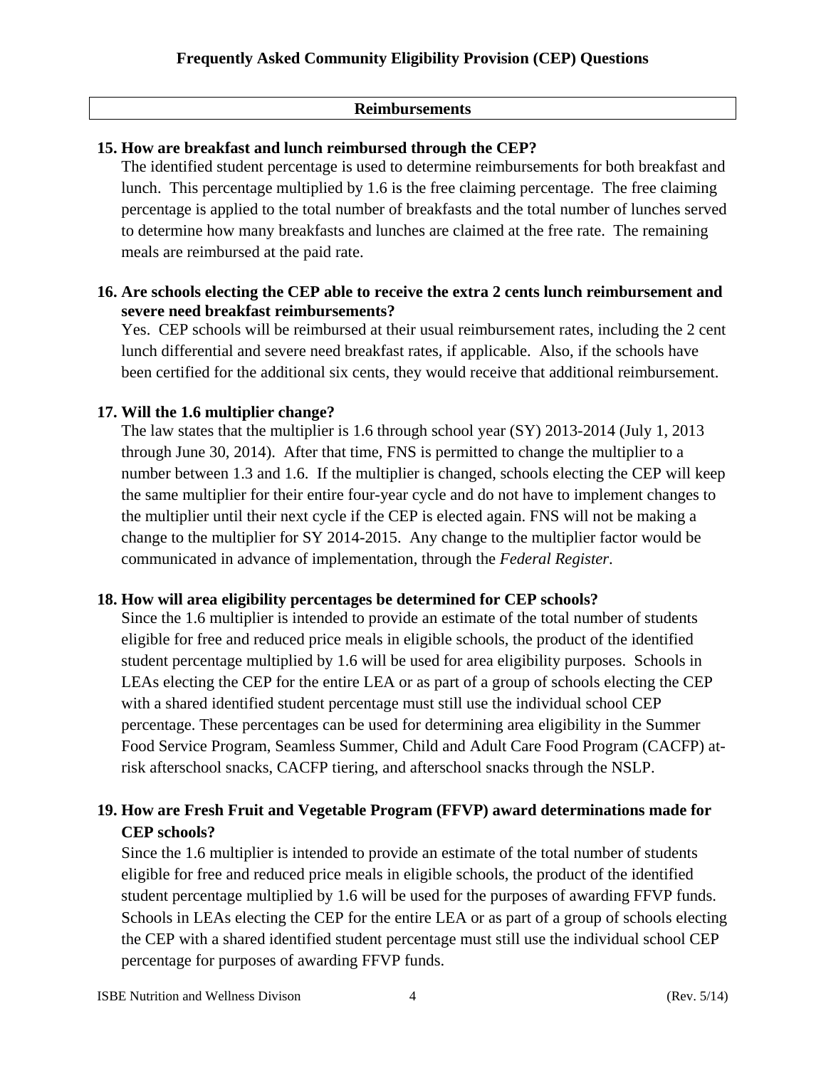## Reimbursements

**15. How are breakfast and lunch reimbursed through the CEP?**

The identified student percentage is used to determine reimbursements for both breakfast and lunch. This percentage multiplied by 1.6 is the free claiming percentage. The free claiming percentage is applied to the total number of breakfasts and the total number of lunches served to determine how many breakfasts and lunches are claimed at the free rate. The remaining meals are reimbursed at the paid rate.

**16. Are schools electing the CEP able to receive the extra 2 cents lunch reimbursement and severe need breakfast reimbursements?**

Yes. CEP schools will be reimbursed at their usual reimbursement rates, including the 2 cent lunch differential and severe need breakfast rates, if applicable. Also, if the schools have been certified for the additional six cents, they would receive that additional reimbursement.

**17. Will the 1.6 multiplier change?**

The law states that the multiplier is 1.6 through school year (SY) 2013-2014 (July 1, 2013 through June 30, 2014). After that time, FNS is permitted to change the multiplier to a number between 1.3 and 1.6. If the multiplier is changed, schools electing the CEP will keep the same multiplier for their entire four-year cycle and do not have to implement changes to the multiplier until their next cycle if the CEP is elected again. FNS will not be making a change to the multiplier for SY 2014-2015. Any change to the multiplier factor would be communicated in advance of implementation, through the *Federal Register*.

**18. How will area eligibility percentages be determined for CEP schools?**

Since the 1.6 multiplier is intended to provide an estimate of the total number of students eligible for free and reduced price meals in eligible schools, the product of the identified student percentage multiplied by 1.6 will be used for area eligibility purposes. Schools in LEAs electing the CEP for the entire LEA or as part of a group of schools electing the CEP with a shared identified student percentage must still use the individual school CEP percentage. These percentages can be used for determining area eligibility in the Summer Food Service Program, Seamless Summer, Child and Adult Care Food Program (CACFP) at-risk afterschool snacks, CACFP tiering, and afterschool snacks through the NSLP.

**19. How are Fresh Fruit and Vegetable Program (FFVP) award determinations made for CEP schools?**

Since the 1.6 multiplier is intended to provide an estimate of the total number of students eligible for free and reduced price meals in eligible schools, the product of the identified student percentage multiplied by 1.6 will be used for the purposes of awarding FFVP funds. Schools in LEAs electing the CEP for the entire LEA or as part of a group of schools electing the CEP with a shared identified student percentage must still use the individual school CEP percentage for purposes of awarding FFVP funds.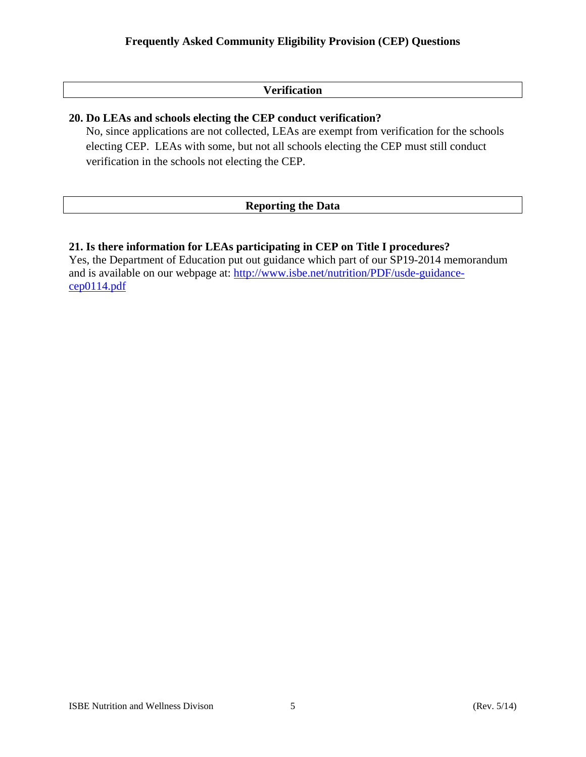## Verification

**20. Do LEAs and schools electing the CEP conduct verification?**

No, since applications are not collected, LEAs are exempt from verification for the schools electing CEP. LEAs with some, but not all schools electing the CEP must still conduct verification in the schools not electing the CEP.

## Reporting the Data

**21. Is there information for LEAs participating in CEP on Title I procedures?**

Yes, the Department of Education put out guidance which part of our SP19-2014 memorandum and is available on our webpage at: [http://www.isbe.net/nutrition/PDF/usde-guidance-cep0114.pdf](http://www.isbe.net/nutrition/PDF/usde-guidance-cep0114.pdf)